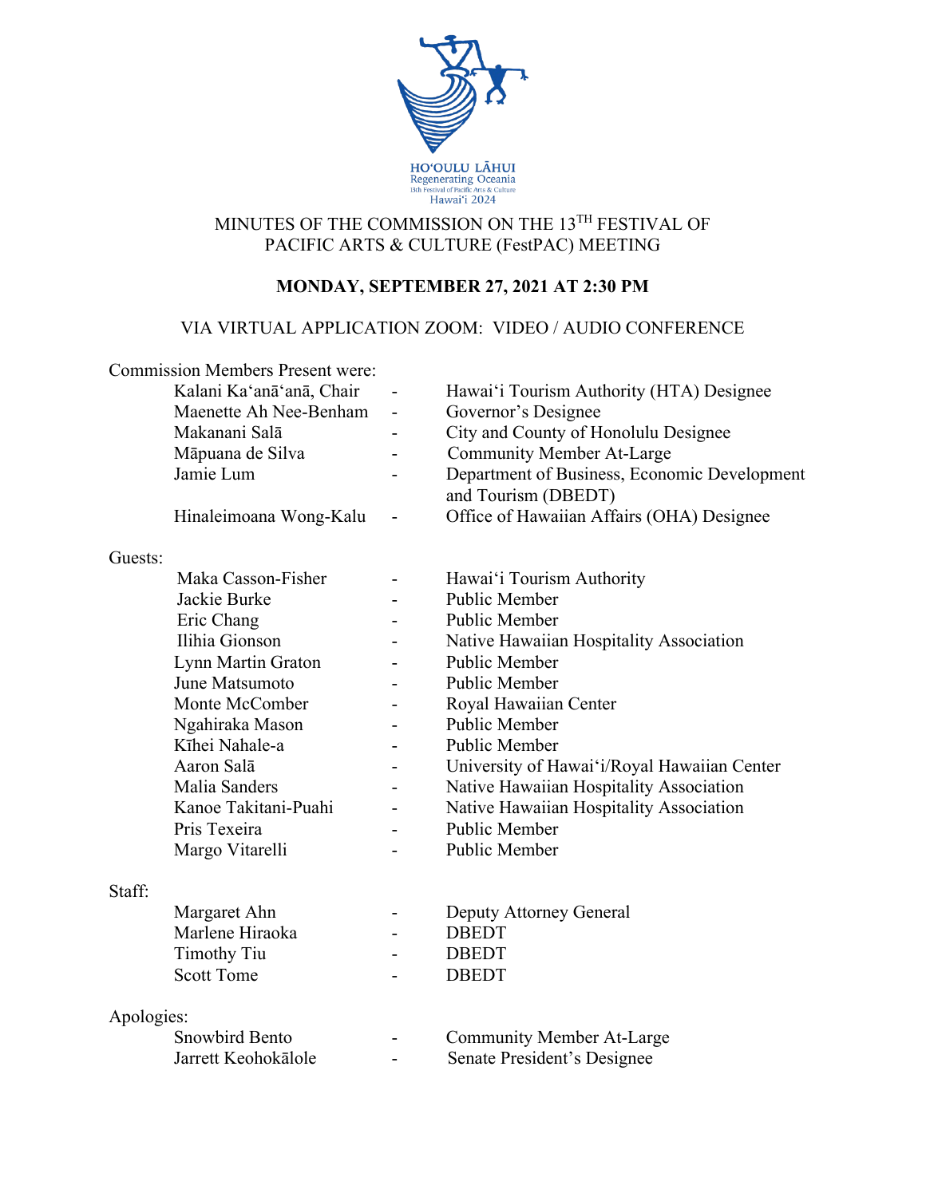HOʻOULU LĀHUI
Regenerating Oceania
13th Festival of Pacific Arts & Culture
Hawaiʻi 2024

# MINUTES OF THE COMMISSION ON THE 13TH FESTIVAL OF PACIFIC ARTS & CULTURE (FestPAC) MEETING

**MONDAY, SEPTEMBER 27, 2021 AT 2:30 PM**

VIA VIRTUAL APPLICATION ZOOM: VIDEO / AUDIO CONFERENCE

Commission Members Present were:

| | | |
|---|---|---|
| Kalani Kaʻanāʻanā, Chair | - | Hawaiʻi Tourism Authority (HTA) Designee |
| Maenette Ah Nee-Benham | - | Governor's Designee |
| Makanani Salā | - | City and County of Honolulu Designee |
| Māpuana de Silva | - | Community Member At-Large |
| Jamie Lum | - | Department of Business, Economic Development and Tourism (DBEDT) |
| Hinaleimoana Wong-Kalu | - | Office of Hawaiian Affairs (OHA) Designee |

Guests:

| | | |
|---|---|---|
| Maka Casson-Fisher | - | Hawaiʻi Tourism Authority |
| Jackie Burke | - | Public Member |
| Eric Chang | - | Public Member |
| Ilihia Gionson | - | Native Hawaiian Hospitality Association |
| Lynn Martin Graton | - | Public Member |
| June Matsumoto | - | Public Member |
| Monte McComber | - | Royal Hawaiian Center |
| Ngahiraka Mason | - | Public Member |
| Kīhei Nahale-a | - | Public Member |
| Aaron Salā | - | University of Hawaiʻi/Royal Hawaiian Center |
| Malia Sanders | - | Native Hawaiian Hospitality Association |
| Kanoe Takitani-Puahi | - | Native Hawaiian Hospitality Association |
| Pris Texeira | - | Public Member |
| Margo Vitarelli | - | Public Member |

Staff:

| | | |
|---|---|---|
| Margaret Ahn | - | Deputy Attorney General |
| Marlene Hiraoka | - | DBEDT |
| Timothy Tiu | - | DBEDT |
| Scott Tome | - | DBEDT |

Apologies:

| | | |
|---|---|---|
| Snowbird Bento | - | Community Member At-Large |
| Jarrett Keohokālole | - | Senate President's Designee |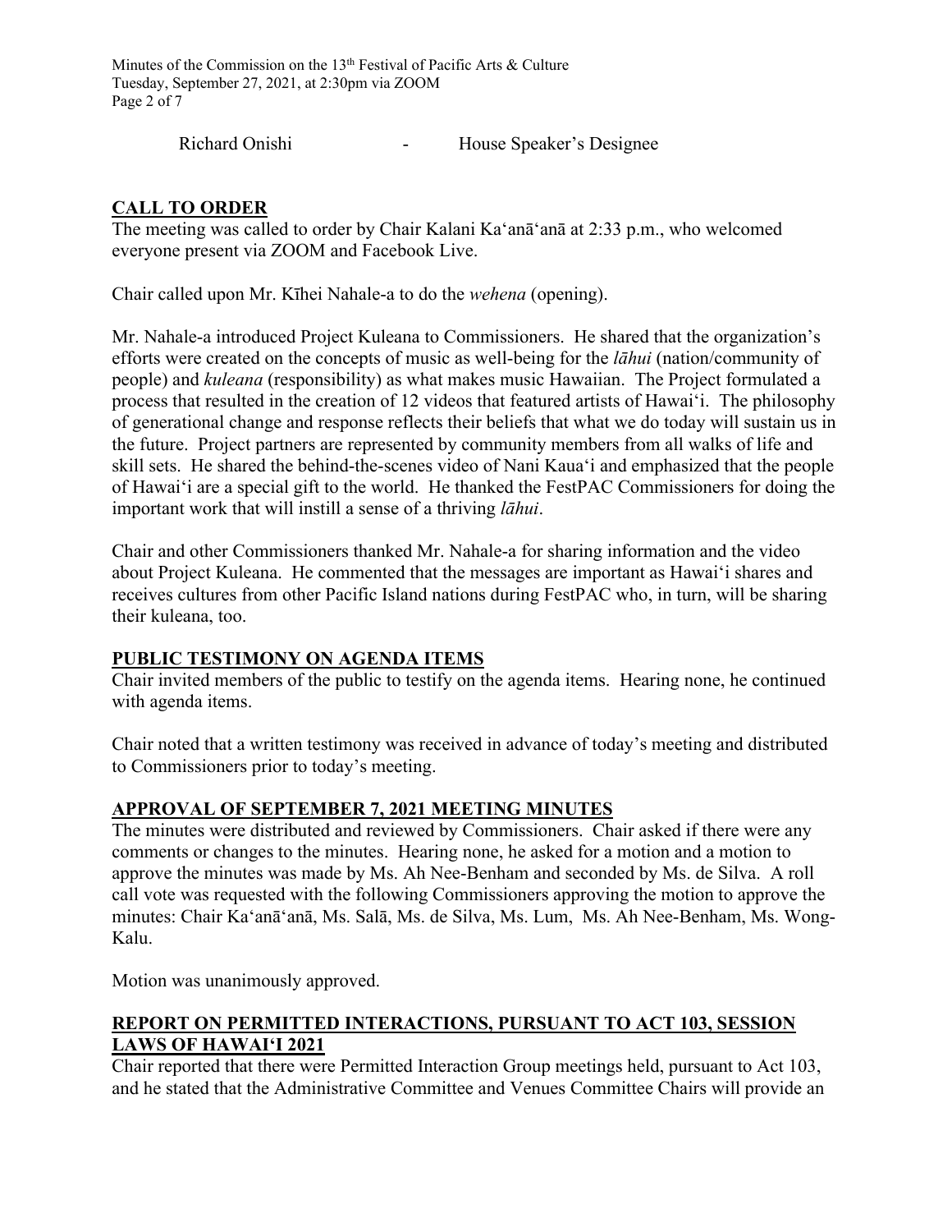Richard Onishi - House Speaker's Designee

## CALL TO ORDER

The meeting was called to order by Chair Kalani Kaʻanāʻanā at 2:33 p.m., who welcomed everyone present via ZOOM and Facebook Live.

Chair called upon Mr. Kīhei Nahale-a to do the *wehena* (opening).

Mr. Nahale-a introduced Project Kuleana to Commissioners. He shared that the organization's efforts were created on the concepts of music as well-being for the *lāhui* (nation/community of people) and *kuleana* (responsibility) as what makes music Hawaiian. The Project formulated a process that resulted in the creation of 12 videos that featured artists of Hawaiʻi. The philosophy of generational change and response reflects their beliefs that what we do today will sustain us in the future. Project partners are represented by community members from all walks of life and skill sets. He shared the behind-the-scenes video of Nani Kauaʻi and emphasized that the people of Hawaiʻi are a special gift to the world. He thanked the FestPAC Commissioners for doing the important work that will instill a sense of a thriving *lāhui*.

Chair and other Commissioners thanked Mr. Nahale-a for sharing information and the video about Project Kuleana. He commented that the messages are important as Hawaiʻi shares and receives cultures from other Pacific Island nations during FestPAC who, in turn, will be sharing their kuleana, too.

## PUBLIC TESTIMONY ON AGENDA ITEMS

Chair invited members of the public to testify on the agenda items. Hearing none, he continued with agenda items.

Chair noted that a written testimony was received in advance of today's meeting and distributed to Commissioners prior to today's meeting.

## APPROVAL OF SEPTEMBER 7, 2021 MEETING MINUTES

The minutes were distributed and reviewed by Commissioners. Chair asked if there were any comments or changes to the minutes. Hearing none, he asked for a motion and a motion to approve the minutes was made by Ms. Ah Nee-Benham and seconded by Ms. de Silva. A roll call vote was requested with the following Commissioners approving the motion to approve the minutes: Chair Kaʻanāʻanā, Ms. Salā, Ms. de Silva, Ms. Lum, Ms. Ah Nee-Benham, Ms. Wong-Kalu.

Motion was unanimously approved.

## REPORT ON PERMITTED INTERACTIONS, PURSUANT TO ACT 103, SESSION LAWS OF HAWAIʻI 2021

Chair reported that there were Permitted Interaction Group meetings held, pursuant to Act 103, and he stated that the Administrative Committee and Venues Committee Chairs will provide an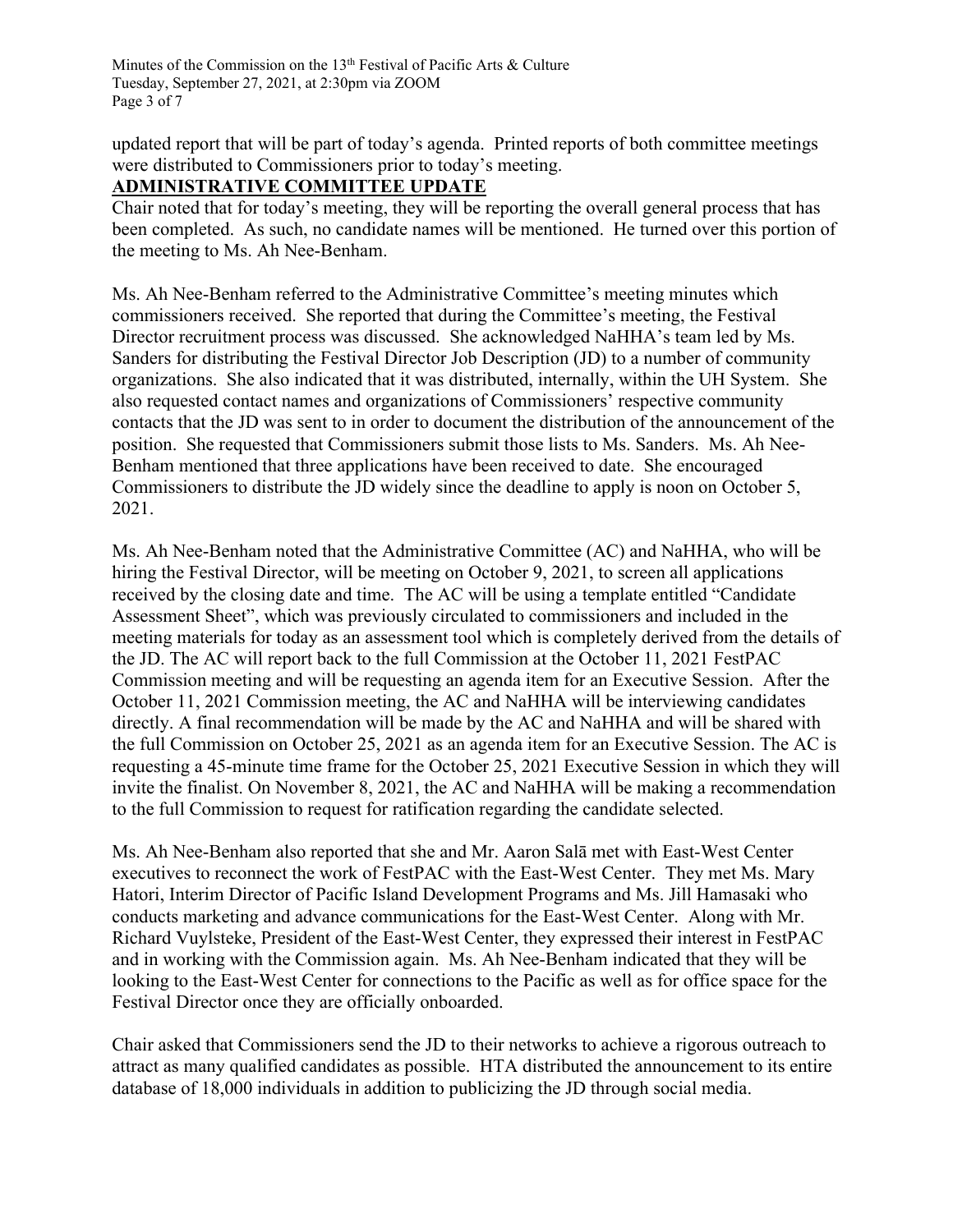updated report that will be part of today's agenda. Printed reports of both committee meetings were distributed to Commissioners prior to today's meeting.

## ADMINISTRATIVE COMMITTEE UPDATE

Chair noted that for today's meeting, they will be reporting the overall general process that has been completed. As such, no candidate names will be mentioned. He turned over this portion of the meeting to Ms. Ah Nee-Benham.

Ms. Ah Nee-Benham referred to the Administrative Committee's meeting minutes which commissioners received. She reported that during the Committee's meeting, the Festival Director recruitment process was discussed. She acknowledged NaHHA's team led by Ms. Sanders for distributing the Festival Director Job Description (JD) to a number of community organizations. She also indicated that it was distributed, internally, within the UH System. She also requested contact names and organizations of Commissioners' respective community contacts that the JD was sent to in order to document the distribution of the announcement of the position. She requested that Commissioners submit those lists to Ms. Sanders. Ms. Ah Nee-Benham mentioned that three applications have been received to date. She encouraged Commissioners to distribute the JD widely since the deadline to apply is noon on October 5, 2021.

Ms. Ah Nee-Benham noted that the Administrative Committee (AC) and NaHHA, who will be hiring the Festival Director, will be meeting on October 9, 2021, to screen all applications received by the closing date and time. The AC will be using a template entitled "Candidate Assessment Sheet", which was previously circulated to commissioners and included in the meeting materials for today as an assessment tool which is completely derived from the details of the JD. The AC will report back to the full Commission at the October 11, 2021 FestPAC Commission meeting and will be requesting an agenda item for an Executive Session. After the October 11, 2021 Commission meeting, the AC and NaHHA will be interviewing candidates directly. A final recommendation will be made by the AC and NaHHA and will be shared with the full Commission on October 25, 2021 as an agenda item for an Executive Session. The AC is requesting a 45-minute time frame for the October 25, 2021 Executive Session in which they will invite the finalist. On November 8, 2021, the AC and NaHHA will be making a recommendation to the full Commission to request for ratification regarding the candidate selected.

Ms. Ah Nee-Benham also reported that she and Mr. Aaron Salā met with East-West Center executives to reconnect the work of FestPAC with the East-West Center. They met Ms. Mary Hatori, Interim Director of Pacific Island Development Programs and Ms. Jill Hamasaki who conducts marketing and advance communications for the East-West Center. Along with Mr. Richard Vuylsteke, President of the East-West Center, they expressed their interest in FestPAC and in working with the Commission again. Ms. Ah Nee-Benham indicated that they will be looking to the East-West Center for connections to the Pacific as well as for office space for the Festival Director once they are officially onboarded.

Chair asked that Commissioners send the JD to their networks to achieve a rigorous outreach to attract as many qualified candidates as possible. HTA distributed the announcement to its entire database of 18,000 individuals in addition to publicizing the JD through social media.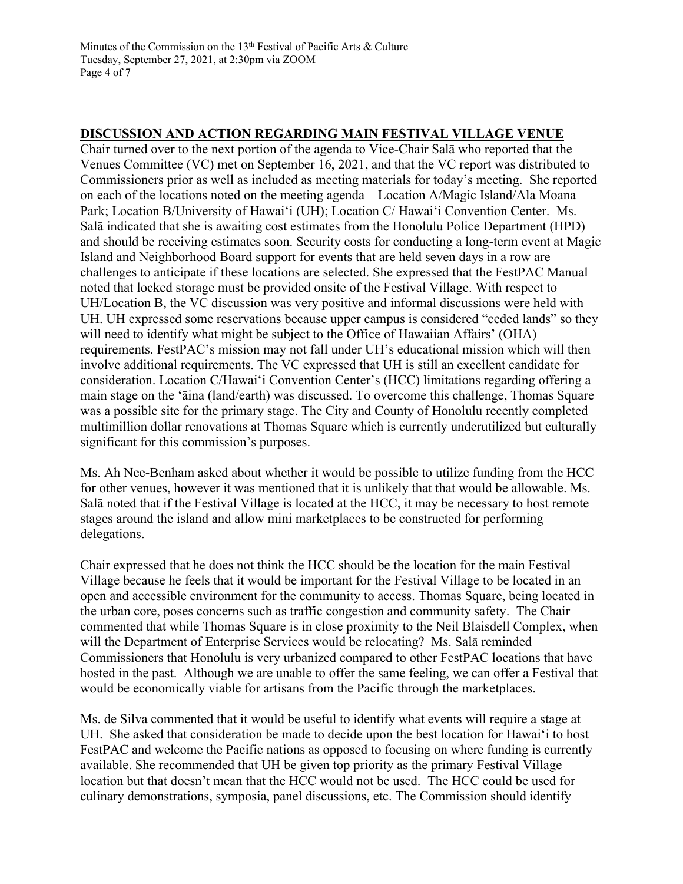**DISCUSSION AND ACTION REGARDING MAIN FESTIVAL VILLAGE VENUE**

Chair turned over to the next portion of the agenda to Vice-Chair Salā who reported that the Venues Committee (VC) met on September 16, 2021, and that the VC report was distributed to Commissioners prior as well as included as meeting materials for today's meeting. She reported on each of the locations noted on the meeting agenda – Location A/Magic Island/Ala Moana Park; Location B/University of Hawai'i (UH); Location C/ Hawai'i Convention Center. Ms. Salā indicated that she is awaiting cost estimates from the Honolulu Police Department (HPD) and should be receiving estimates soon. Security costs for conducting a long-term event at Magic Island and Neighborhood Board support for events that are held seven days in a row are challenges to anticipate if these locations are selected. She expressed that the FestPAC Manual noted that locked storage must be provided onsite of the Festival Village. With respect to UH/Location B, the VC discussion was very positive and informal discussions were held with UH. UH expressed some reservations because upper campus is considered "ceded lands" so they will need to identify what might be subject to the Office of Hawaiian Affairs' (OHA) requirements. FestPAC's mission may not fall under UH's educational mission which will then involve additional requirements. The VC expressed that UH is still an excellent candidate for consideration. Location C/Hawai'i Convention Center's (HCC) limitations regarding offering a main stage on the 'āina (land/earth) was discussed. To overcome this challenge, Thomas Square was a possible site for the primary stage. The City and County of Honolulu recently completed multimillion dollar renovations at Thomas Square which is currently underutilized but culturally significant for this commission's purposes.

Ms. Ah Nee-Benham asked about whether it would be possible to utilize funding from the HCC for other venues, however it was mentioned that it is unlikely that that would be allowable. Ms. Salā noted that if the Festival Village is located at the HCC, it may be necessary to host remote stages around the island and allow mini marketplaces to be constructed for performing delegations.

Chair expressed that he does not think the HCC should be the location for the main Festival Village because he feels that it would be important for the Festival Village to be located in an open and accessible environment for the community to access. Thomas Square, being located in the urban core, poses concerns such as traffic congestion and community safety. The Chair commented that while Thomas Square is in close proximity to the Neil Blaisdell Complex, when will the Department of Enterprise Services would be relocating? Ms. Salā reminded Commissioners that Honolulu is very urbanized compared to other FestPAC locations that have hosted in the past. Although we are unable to offer the same feeling, we can offer a Festival that would be economically viable for artisans from the Pacific through the marketplaces.

Ms. de Silva commented that it would be useful to identify what events will require a stage at UH. She asked that consideration be made to decide upon the best location for Hawai'i to host FestPAC and welcome the Pacific nations as opposed to focusing on where funding is currently available. She recommended that UH be given top priority as the primary Festival Village location but that doesn't mean that the HCC would not be used. The HCC could be used for culinary demonstrations, symposia, panel discussions, etc. The Commission should identify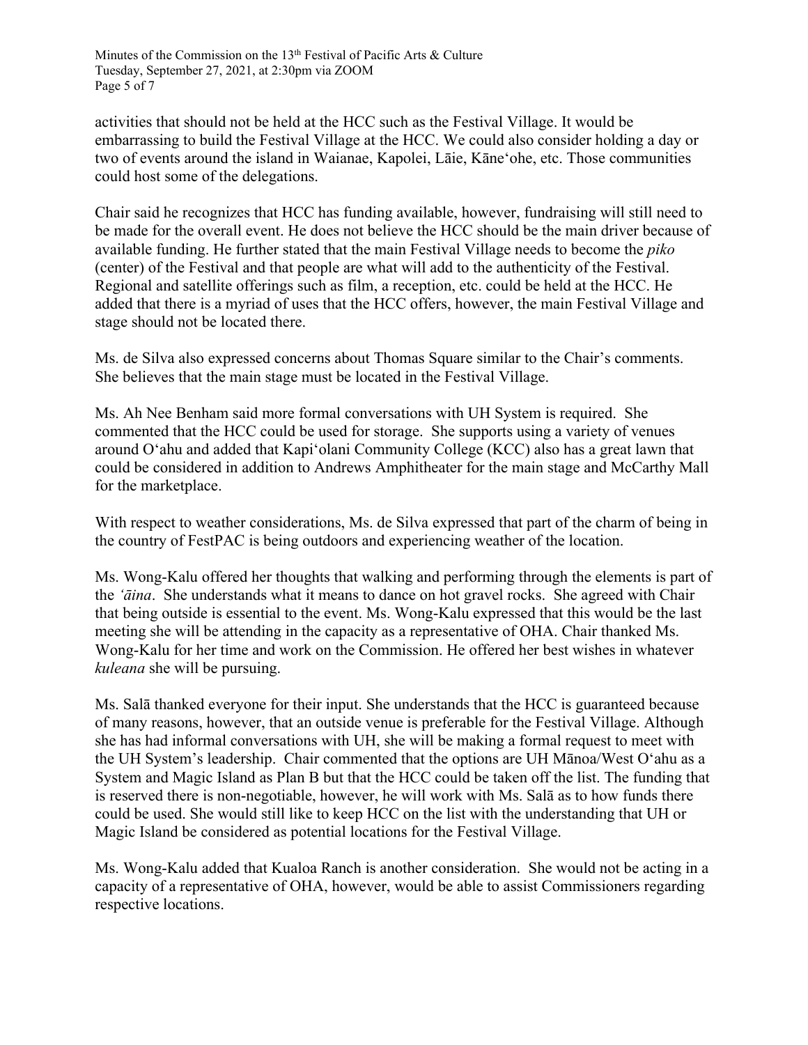activities that should not be held at the HCC such as the Festival Village. It would be embarrassing to build the Festival Village at the HCC. We could also consider holding a day or two of events around the island in Waianae, Kapolei, Lāie, Kāneʻohe, etc. Those communities could host some of the delegations.

Chair said he recognizes that HCC has funding available, however, fundraising will still need to be made for the overall event. He does not believe the HCC should be the main driver because of available funding. He further stated that the main Festival Village needs to become the *piko* (center) of the Festival and that people are what will add to the authenticity of the Festival. Regional and satellite offerings such as film, a reception, etc. could be held at the HCC. He added that there is a myriad of uses that the HCC offers, however, the main Festival Village and stage should not be located there.

Ms. de Silva also expressed concerns about Thomas Square similar to the Chair's comments. She believes that the main stage must be located in the Festival Village.

Ms. Ah Nee Benham said more formal conversations with UH System is required. She commented that the HCC could be used for storage. She supports using a variety of venues around Oʻahu and added that Kapiʻolani Community College (KCC) also has a great lawn that could be considered in addition to Andrews Amphitheater for the main stage and McCarthy Mall for the marketplace.

With respect to weather considerations, Ms. de Silva expressed that part of the charm of being in the country of FestPAC is being outdoors and experiencing weather of the location.

Ms. Wong-Kalu offered her thoughts that walking and performing through the elements is part of the *ʻāina*. She understands what it means to dance on hot gravel rocks. She agreed with Chair that being outside is essential to the event. Ms. Wong-Kalu expressed that this would be the last meeting she will be attending in the capacity as a representative of OHA. Chair thanked Ms. Wong-Kalu for her time and work on the Commission. He offered her best wishes in whatever *kuleana* she will be pursuing.

Ms. Salā thanked everyone for their input. She understands that the HCC is guaranteed because of many reasons, however, that an outside venue is preferable for the Festival Village. Although she has had informal conversations with UH, she will be making a formal request to meet with the UH System's leadership. Chair commented that the options are UH Mānoa/West Oʻahu as a System and Magic Island as Plan B but that the HCC could be taken off the list. The funding that is reserved there is non-negotiable, however, he will work with Ms. Salā as to how funds there could be used. She would still like to keep HCC on the list with the understanding that UH or Magic Island be considered as potential locations for the Festival Village.

Ms. Wong-Kalu added that Kualoa Ranch is another consideration. She would not be acting in a capacity of a representative of OHA, however, would be able to assist Commissioners regarding respective locations.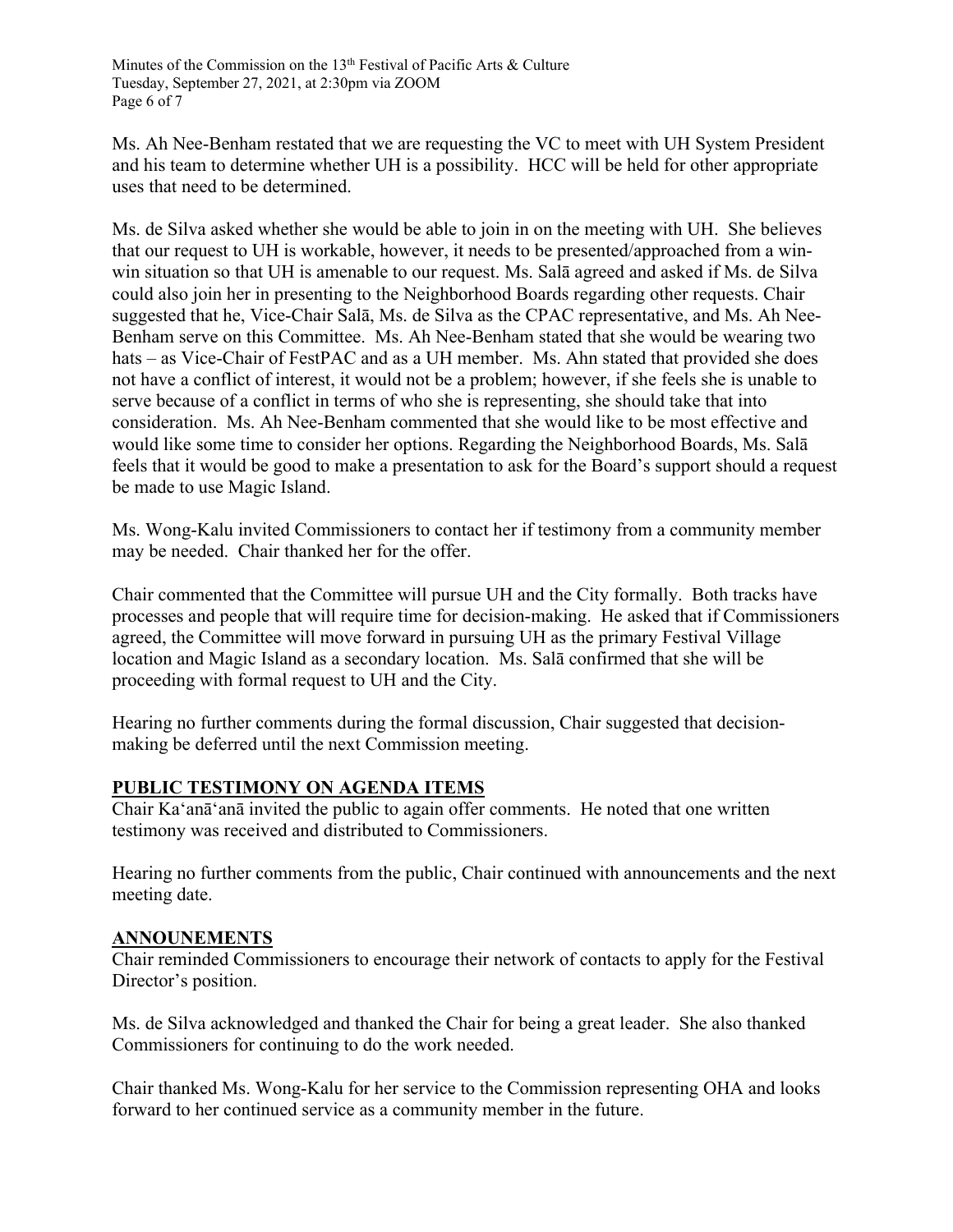Ms. Ah Nee-Benham restated that we are requesting the VC to meet with UH System President and his team to determine whether UH is a possibility. HCC will be held for other appropriate uses that need to be determined.

Ms. de Silva asked whether she would be able to join in on the meeting with UH. She believes that our request to UH is workable, however, it needs to be presented/approached from a win-win situation so that UH is amenable to our request. Ms. Salā agreed and asked if Ms. de Silva could also join her in presenting to the Neighborhood Boards regarding other requests. Chair suggested that he, Vice-Chair Salā, Ms. de Silva as the CPAC representative, and Ms. Ah Nee-Benham serve on this Committee. Ms. Ah Nee-Benham stated that she would be wearing two hats – as Vice-Chair of FestPAC and as a UH member. Ms. Ahn stated that provided she does not have a conflict of interest, it would not be a problem; however, if she feels she is unable to serve because of a conflict in terms of who she is representing, she should take that into consideration. Ms. Ah Nee-Benham commented that she would like to be most effective and would like some time to consider her options. Regarding the Neighborhood Boards, Ms. Salā feels that it would be good to make a presentation to ask for the Board's support should a request be made to use Magic Island.

Ms. Wong-Kalu invited Commissioners to contact her if testimony from a community member may be needed. Chair thanked her for the offer.

Chair commented that the Committee will pursue UH and the City formally. Both tracks have processes and people that will require time for decision-making. He asked that if Commissioners agreed, the Committee will move forward in pursuing UH as the primary Festival Village location and Magic Island as a secondary location. Ms. Salā confirmed that she will be proceeding with formal request to UH and the City.

Hearing no further comments during the formal discussion, Chair suggested that decision-making be deferred until the next Commission meeting.

## PUBLIC TESTIMONY ON AGENDA ITEMS

Chair Ka'anā'anā invited the public to again offer comments. He noted that one written testimony was received and distributed to Commissioners.

Hearing no further comments from the public, Chair continued with announcements and the next meeting date.

## ANNOUNEMENTS

Chair reminded Commissioners to encourage their network of contacts to apply for the Festival Director's position.

Ms. de Silva acknowledged and thanked the Chair for being a great leader. She also thanked Commissioners for continuing to do the work needed.

Chair thanked Ms. Wong-Kalu for her service to the Commission representing OHA and looks forward to her continued service as a community member in the future.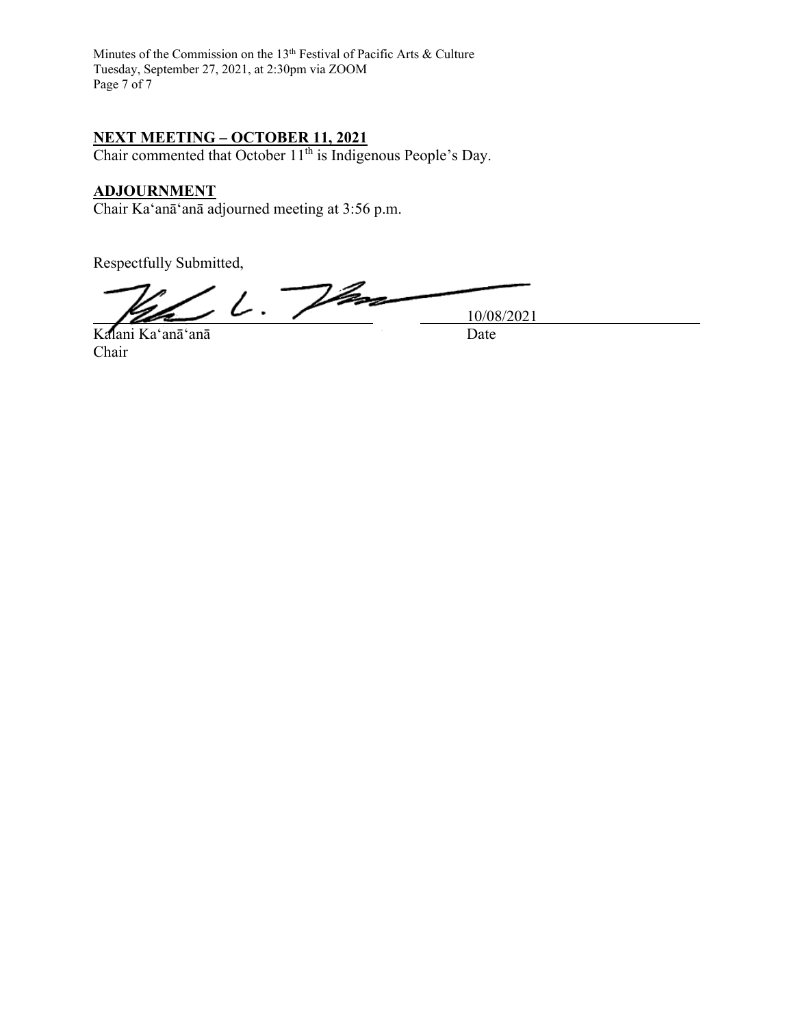## NEXT MEETING – OCTOBER 11, 2021

Chair commented that October 11th is Indigenous People's Day.

## ADJOURNMENT

Chair Ka'anā'anā adjourned meeting at 3:56 p.m.

Respectfully Submitted,

| | |
|---|---|
| Kalani Ka'anā'anā | 10/08/2021 |
| Chair | Date |